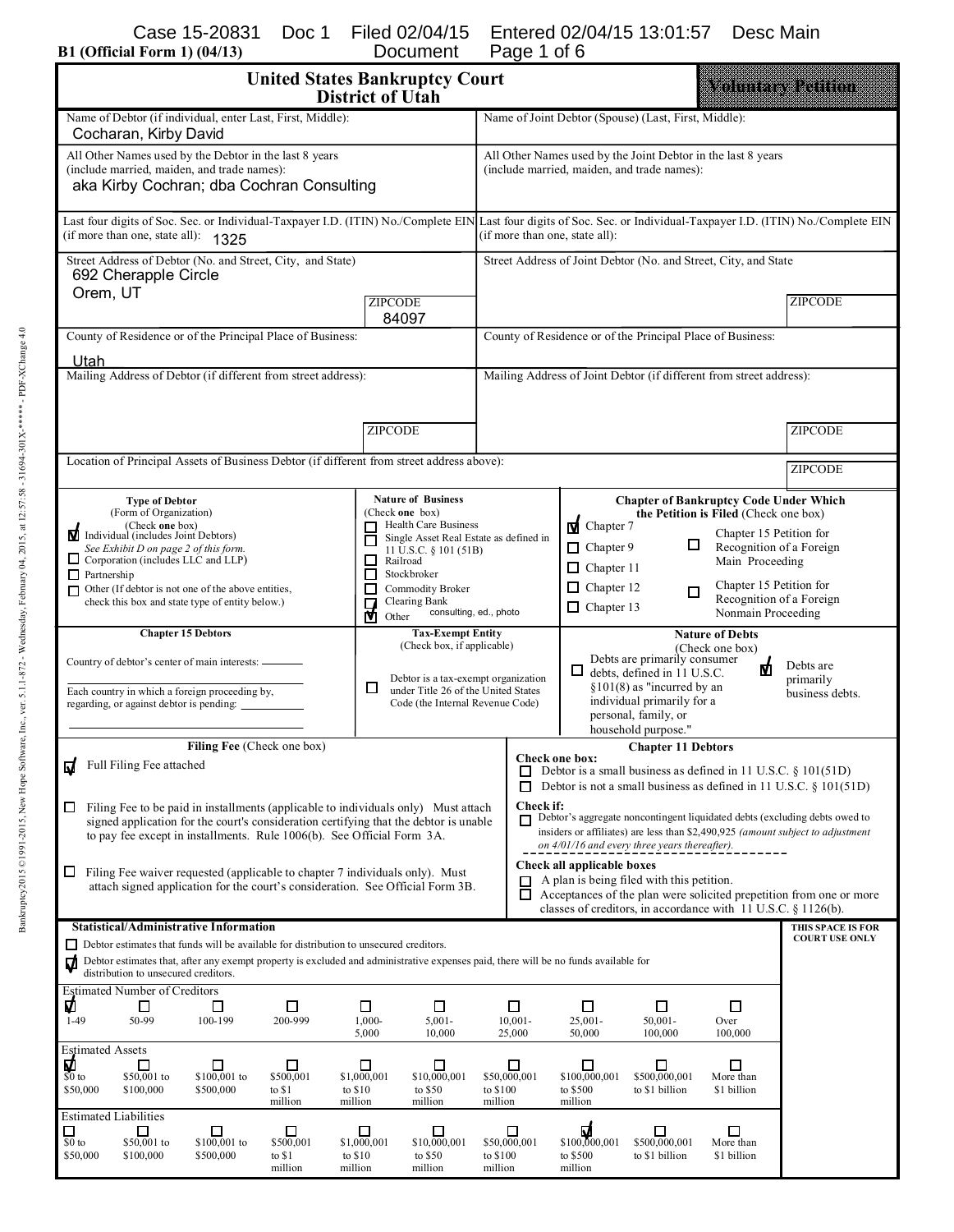B1 (Official Form 1) (04/13)

# United States Bankruptcy Court
## District of Utah

**Voluntary Petition**

| Debtor | Joint Debtor (Spouse) |
|---|---|
| Name of Debtor (if individual, enter Last, First, Middle): Cocharan, Kirby David | Name of Joint Debtor (Spouse) (Last, First, Middle): |
| All Other Names used by the Debtor in the last 8 years (include married, maiden, and trade names): aka Kirby Cochran; dba Cochran Consulting | All Other Names used by the Joint Debtor in the last 8 years (include married, maiden, and trade names): |
| Last four digits of Soc. Sec. or Individual-Taxpayer I.D. (ITIN) No./Complete EIN (if more than one, state all): 1325 | Last four digits of Soc. Sec. or Individual-Taxpayer I.D. (ITIN) No./Complete EIN (if more than one, state all): |
| Street Address of Debtor (No. and Street, City, and State): 692 Cherapple Circle, Orem, UT — ZIPCODE 84097 | Street Address of Joint Debtor (No. and Street, City, and State): ZIPCODE |
| County of Residence or of the Principal Place of Business: Utah | County of Residence or of the Principal Place of Business: |
| Mailing Address of Debtor (if different from street address): ZIPCODE | Mailing Address of Joint Debtor (if different from street address): ZIPCODE |

Location of Principal Assets of Business Debtor (if different from street address above): ZIPCODE

**Type of Debtor** (Form of Organization) (Check **one** box)
- ☑ Individual (includes Joint Debtors) *See Exhibit D on page 2 of this form.*
- ☐ Corporation (includes LLC and LLP)
- ☐ Partnership
- ☐ Other (If debtor is not one of the above entities, check this box and state type of entity below.)

**Nature of Business** (Check **one** box)
- ☐ Health Care Business
- ☐ Single Asset Real Estate as defined in 11 U.S.C. § 101 (51B)
- ☐ Railroad
- ☐ Stockbroker
- ☐ Commodity Broker
- ☐ Clearing Bank
- ☑ Other consulting, ed., photo

**Chapter of Bankruptcy Code Under Which the Petition is Filed** (Check one box)
- ☑ Chapter 7
- ☐ Chapter 9
- ☐ Chapter 11
- ☐ Chapter 12
- ☐ Chapter 13
- ☐ Chapter 15 Petition for Recognition of a Foreign Main Proceeding
- ☐ Chapter 15 Petition for Recognition of a Foreign Nonmain Proceeding

**Chapter 15 Debtors**

Country of debtor's center of main interests: ______

Each country in which a foreign proceeding by, regarding, or against debtor is pending: ______

**Tax-Exempt Entity** (Check box, if applicable)
- ☐ Debtor is a tax-exempt organization under Title 26 of the United States Code (the Internal Revenue Code)

**Nature of Debts** (Check one box)
- ☐ Debts are primarily consumer debts, defined in 11 U.S.C. §101(8) as "incurred by an individual primarily for a personal, family, or household purpose."
- ☑ Debts are primarily business debts.

**Filing Fee** (Check one box)
- ☑ Full Filing Fee attached
- ☐ Filing Fee to be paid in installments (applicable to individuals only) Must attach signed application for the court's consideration certifying that the debtor is unable to pay fee except in installments. Rule 1006(b). See Official Form 3A.
- ☐ Filing Fee waiver requested (applicable to chapter 7 individuals only). Must attach signed application for the court's consideration. See Official Form 3B.

**Chapter 11 Debtors**

**Check one box:**
- ☐ Debtor is a small business as defined in 11 U.S.C. § 101(51D)
- ☐ Debtor is not a small business as defined in 11 U.S.C. § 101(51D)

**Check if:**
- ☐ Debtor's aggregate noncontingent liquidated debts (excluding debts owed to insiders or affiliates) are less than $2,490,925 *(amount subject to adjustment on 4/01/16 and every three years thereafter).*

**Check all applicable boxes**
- ☐ A plan is being filed with this petition.
- ☐ Acceptances of the plan were solicited prepetition from one or more classes of creditors, in accordance with 11 U.S.C. § 1126(b).

**Statistical/Administrative Information** — THIS SPACE IS FOR COURT USE ONLY
- ☐ Debtor estimates that funds will be available for distribution to unsecured creditors.
- ☑ Debtor estimates that, after any exempt property is excluded and administrative expenses paid, there will be no funds available for distribution to unsecured creditors.

Estimated Number of Creditors

| ☑ 1-49 | ☐ 50-99 | ☐ 100-199 | ☐ 200-999 | ☐ 1,000-5,000 | ☐ 5,001-10,000 | ☐ 10,001-25,000 | ☐ 25,001-50,000 | ☐ 50,001-100,000 | ☐ Over 100,000 |
|---|---|---|---|---|---|---|---|---|---|

Estimated Assets

| ☑ $0 to $50,000 | ☐ $50,001 to $100,000 | ☐ $100,001 to $500,000 | ☐ $500,001 to $1 million | ☐ $1,000,001 to $10 million | ☐ $10,000,001 to $50 million | ☐ $50,000,001 to $100 million | ☐ $100,000,001 to $500 million | ☐ $500,000,001 to $1 billion | ☐ More than $1 billion |
|---|---|---|---|---|---|---|---|---|---|

Estimated Liabilities

| ☐ $0 to $50,000 | ☐ $50,001 to $100,000 | ☐ $100,001 to $500,000 | ☐ $500,001 to $1 million | ☐ $1,000,001 to $10 million | ☐ $10,000,001 to $50 million | ☐ $50,000,001 to $100 million | ☑ $100,000,001 to $500 million | ☐ $500,000,001 to $1 billion | ☐ More than $1 billion |
|---|---|---|---|---|---|---|---|---|---|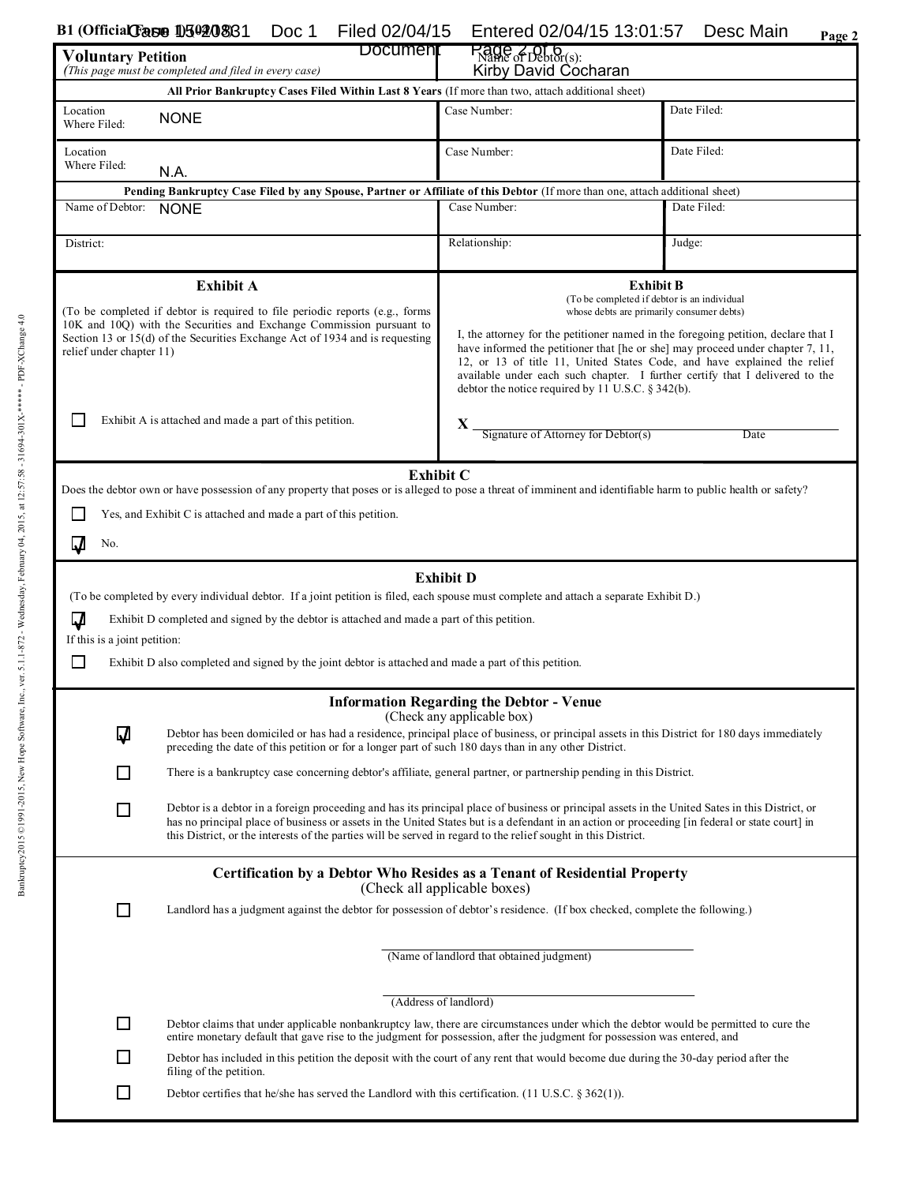**Voluntary Petition**
*(This page must be completed and filed in every case)*

Name of Debtor(s):
Kirby David Cocharan

**All Prior Bankruptcy Cases Filed Within Last 8 Years** (If more than two, attach additional sheet)

| | | |
|---|---|---|
| Location Where Filed: NONE | Case Number: | Date Filed: |
| Location Where Filed: N.A. | Case Number: | Date Filed: |

**Pending Bankruptcy Case Filed by any Spouse, Partner or Affiliate of this Debtor** (If more than one, attach additional sheet)

| | | |
|---|---|---|
| Name of Debtor: NONE | Case Number: | Date Filed: |
| District: | Relationship: | Judge: |

### Exhibit A

(To be completed if debtor is required to file periodic reports (e.g., forms 10K and 10Q) with the Securities and Exchange Commission pursuant to Section 13 or 15(d) of the Securities Exchange Act of 1934 and is requesting relief under chapter 11)

☐ Exhibit A is attached and made a part of this petition.

### Exhibit B

(To be completed if debtor is an individual whose debts are primarily consumer debts)

I, the attorney for the petitioner named in the foregoing petition, declare that I have informed the petitioner that [he or she] may proceed under chapter 7, 11, 12, or 13 of title 11, United States Code, and have explained the relief available under each such chapter. I further certify that I delivered to the debtor the notice required by 11 U.S.C. § 342(b).

X ______________________________
Signature of Attorney for Debtor(s) Date

### Exhibit C

Does the debtor own or have possession of any property that poses or is alleged to pose a threat of imminent and identifiable harm to public health or safety?

☐ Yes, and Exhibit C is attached and made a part of this petition.

☑ No.

### Exhibit D

(To be completed by every individual debtor. If a joint petition is filed, each spouse must complete and attach a separate Exhibit D.)

☑ Exhibit D completed and signed by the debtor is attached and made a part of this petition.

If this is a joint petition:

☐ Exhibit D also completed and signed by the joint debtor is attached and made a part of this petition.

### Information Regarding the Debtor - Venue

(Check any applicable box)

☑ Debtor has been domiciled or has had a residence, principal place of business, or principal assets in this District for 180 days immediately preceding the date of this petition or for a longer part of such 180 days than in any other District.

☐ There is a bankruptcy case concerning debtor's affiliate, general partner, or partnership pending in this District.

☐ Debtor is a debtor in a foreign proceeding and has its principal place of business or principal assets in the United Sates in this District, or has no principal place of business or assets in the United States but is a defendant in an action or proceeding [in federal or state court] in this District, or the interests of the parties will be served in regard to the relief sought in this District.

### Certification by a Debtor Who Resides as a Tenant of Residential Property

(Check all applicable boxes)

☐ Landlord has a judgment against the debtor for possession of debtor's residence. (If box checked, complete the following.)

______________________________
(Name of landlord that obtained judgment)

______________________________
(Address of landlord)

☐ Debtor claims that under applicable nonbankruptcy law, there are circumstances under which the debtor would be permitted to cure the entire monetary default that gave rise to the judgment for possession, after the judgment for possession was entered, and

☐ Debtor has included in this petition the deposit with the court of any rent that would become due during the 30-day period after the filing of the petition.

☐ Debtor certifies that he/she has served the Landlord with this certification. (11 U.S.C. § 362(l)).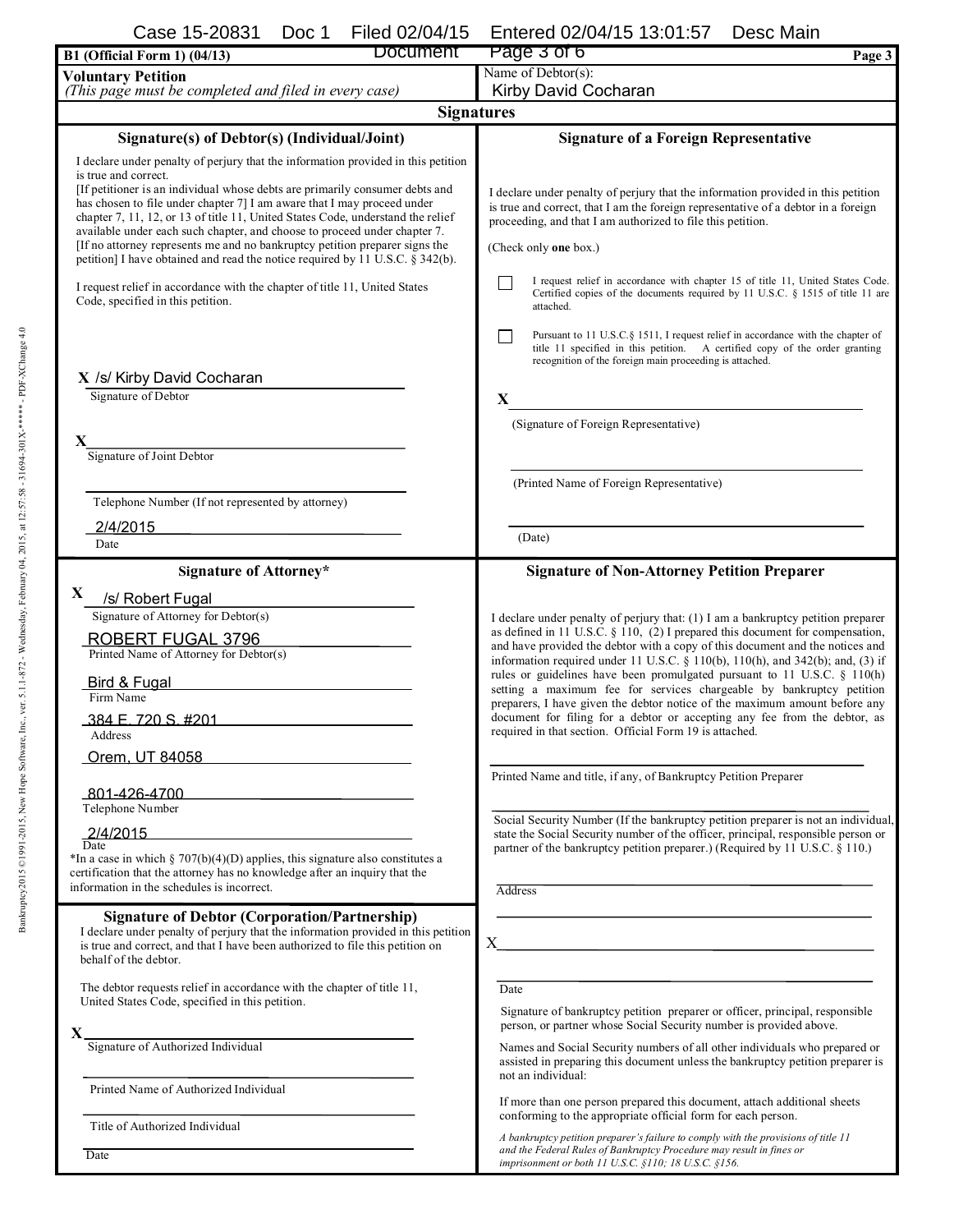B1 (Official Form 1) (04/13)

**Voluntary Petition**
*(This page must be completed and filed in every case)*

Name of Debtor(s):
Kirby David Cocharan

## Signatures

### Signature(s) of Debtor(s) (Individual/Joint)

I declare under penalty of perjury that the information provided in this petition is true and correct.
[If petitioner is an individual whose debts are primarily consumer debts and has chosen to file under chapter 7] I am aware that I may proceed under chapter 7, 11, 12, or 13 of title 11, United States Code, understand the relief available under each such chapter, and choose to proceed under chapter 7.
[If no attorney represents me and no bankruptcy petition preparer signs the petition] I have obtained and read the notice required by 11 U.S.C. § 342(b).

I request relief in accordance with the chapter of title 11, United States Code, specified in this petition.

X /s/ Kirby David Cocharan
Signature of Debtor

X
Signature of Joint Debtor

Telephone Number (If not represented by attorney)

2/4/2015
Date

### Signature of a Foreign Representative

I declare under penalty of perjury that the information provided in this petition is true and correct, that I am the foreign representative of a debtor in a foreign proceeding, and that I am authorized to file this petition.

(Check only **one** box.)

☐ I request relief in accordance with chapter 15 of title 11, United States Code. Certified copies of the documents required by 11 U.S.C. § 1515 of title 11 are attached.

☐ Pursuant to 11 U.S.C.§ 1511, I request relief in accordance with the chapter of title 11 specified in this petition. A certified copy of the order granting recognition of the foreign main proceeding is attached.

X
(Signature of Foreign Representative)

(Printed Name of Foreign Representative)

(Date)

### Signature of Attorney*

X /s/ Robert Fugal
Signature of Attorney for Debtor(s)

ROBERT FUGAL 3796
Printed Name of Attorney for Debtor(s)

Bird & Fugal
Firm Name

384 E. 720 S. #201
Orem, UT 84058
Address

801-426-4700
Telephone Number

2/4/2015
Date

*In a case in which § 707(b)(4)(D) applies, this signature also constitutes a certification that the attorney has no knowledge after an inquiry that the information in the schedules is incorrect.

### Signature of Non-Attorney Petition Preparer

I declare under penalty of perjury that: (1) I am a bankruptcy petition preparer as defined in 11 U.S.C. § 110, (2) I prepared this document for compensation, and have provided the debtor with a copy of this document and the notices and information required under 11 U.S.C. § 110(b), 110(h), and 342(b); and, (3) if rules or guidelines have been promulgated pursuant to 11 U.S.C. § 110(h) setting a maximum fee for services chargeable by bankruptcy petition preparers, I have given the debtor notice of the maximum amount before any document for filing for a debtor or accepting any fee from the debtor, as required in that section. Official Form 19 is attached.

Printed Name and title, if any, of Bankruptcy Petition Preparer

Social Security Number (If the bankruptcy petition preparer is not an individual, state the Social Security number of the officer, principal, responsible person or partner of the bankruptcy petition preparer.) (Required by 11 U.S.C. § 110.)

Address

X

Date

Signature of bankruptcy petition preparer or officer, principal, responsible person, or partner whose Social Security number is provided above.

Names and Social Security numbers of all other individuals who prepared or assisted in preparing this document unless the bankruptcy petition preparer is not an individual:

If more than one person prepared this document, attach additional sheets conforming to the appropriate official form for each person.

*A bankruptcy petition preparer's failure to comply with the provisions of title 11 and the Federal Rules of Bankruptcy Procedure may result in fines or imprisonment or both 11 U.S.C. §110; 18 U.S.C. §156.*

### Signature of Debtor (Corporation/Partnership)

I declare under penalty of perjury that the information provided in this petition is true and correct, and that I have been authorized to file this petition on behalf of the debtor.

The debtor requests relief in accordance with the chapter of title 11, United States Code, specified in this petition.

X
Signature of Authorized Individual

Printed Name of Authorized Individual

Title of Authorized Individual

Date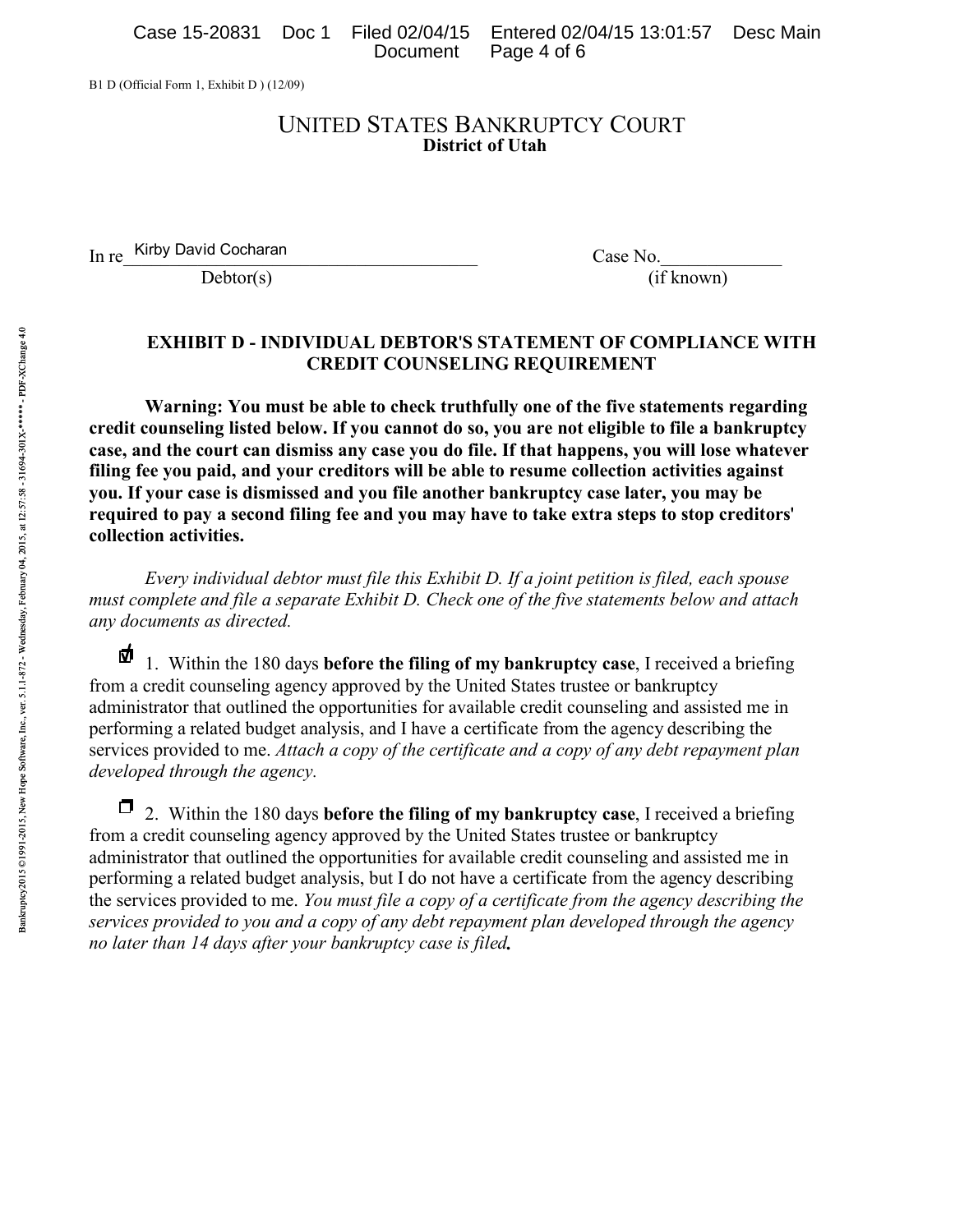B1 D (Official Form 1, Exhibit D ) (12/09)

# UNITED STATES BANKRUPTCY COURT
**District of Utah**

In re Kirby David Cocharan
Debtor(s)

Case No.______________
(if known)

## EXHIBIT D - INDIVIDUAL DEBTOR'S STATEMENT OF COMPLIANCE WITH CREDIT COUNSELING REQUIREMENT

**Warning: You must be able to check truthfully one of the five statements regarding credit counseling listed below. If you cannot do so, you are not eligible to file a bankruptcy case, and the court can dismiss any case you do file. If that happens, you will lose whatever filing fee you paid, and your creditors will be able to resume collection activities against you. If your case is dismissed and you file another bankruptcy case later, you may be required to pay a second filing fee and you may have to take extra steps to stop creditors' collection activities.**

*Every individual debtor must file this Exhibit D. If a joint petition is filed, each spouse must complete and file a separate Exhibit D. Check one of the five statements below and attach any documents as directed.*

☑ 1. Within the 180 days **before the filing of my bankruptcy case**, I received a briefing from a credit counseling agency approved by the United States trustee or bankruptcy administrator that outlined the opportunities for available credit counseling and assisted me in performing a related budget analysis, and I have a certificate from the agency describing the services provided to me. *Attach a copy of the certificate and a copy of any debt repayment plan developed through the agency.*

☐ 2. Within the 180 days **before the filing of my bankruptcy case**, I received a briefing from a credit counseling agency approved by the United States trustee or bankruptcy administrator that outlined the opportunities for available credit counseling and assisted me in performing a related budget analysis, but I do not have a certificate from the agency describing the services provided to me. *You must file a copy of a certificate from the agency describing the services provided to you and a copy of any debt repayment plan developed through the agency no later than 14 days after your bankruptcy case is filed.*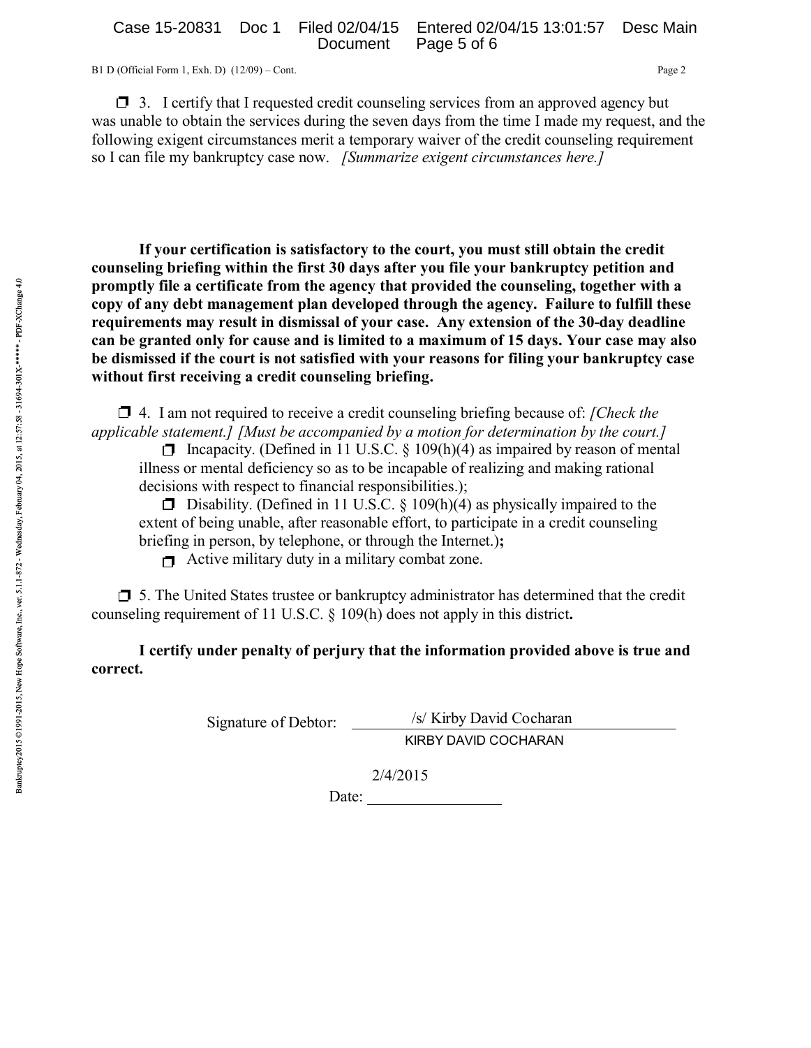B1 D (Official Form 1, Exh. D) (12/09) – Cont.

☐ 3. I certify that I requested credit counseling services from an approved agency but was unable to obtain the services during the seven days from the time I made my request, and the following exigent circumstances merit a temporary waiver of the credit counseling requirement so I can file my bankruptcy case now. *[Summarize exigent circumstances here.]*

**If your certification is satisfactory to the court, you must still obtain the credit counseling briefing within the first 30 days after you file your bankruptcy petition and promptly file a certificate from the agency that provided the counseling, together with a copy of any debt management plan developed through the agency. Failure to fulfill these requirements may result in dismissal of your case. Any extension of the 30-day deadline can be granted only for cause and is limited to a maximum of 15 days. Your case may also be dismissed if the court is not satisfied with your reasons for filing your bankruptcy case without first receiving a credit counseling briefing.**

☐ 4. I am not required to receive a credit counseling briefing because of: *[Check the applicable statement.] [Must be accompanied by a motion for determination by the court.]*

☐ Incapacity. (Defined in 11 U.S.C. § 109(h)(4) as impaired by reason of mental illness or mental deficiency so as to be incapable of realizing and making rational decisions with respect to financial responsibilities.);

☐ Disability. (Defined in 11 U.S.C. § 109(h)(4) as physically impaired to the extent of being unable, after reasonable effort, to participate in a credit counseling briefing in person, by telephone, or through the Internet.)**;**

☐ Active military duty in a military combat zone.

☐ 5. The United States trustee or bankruptcy administrator has determined that the credit counseling requirement of 11 U.S.C. § 109(h) does not apply in this district**.**

**I certify under penalty of perjury that the information provided above is true and correct.**

Signature of Debtor: /s/ Kirby David Cocharan
KIRBY DAVID COCHARAN

Date: 2/4/2015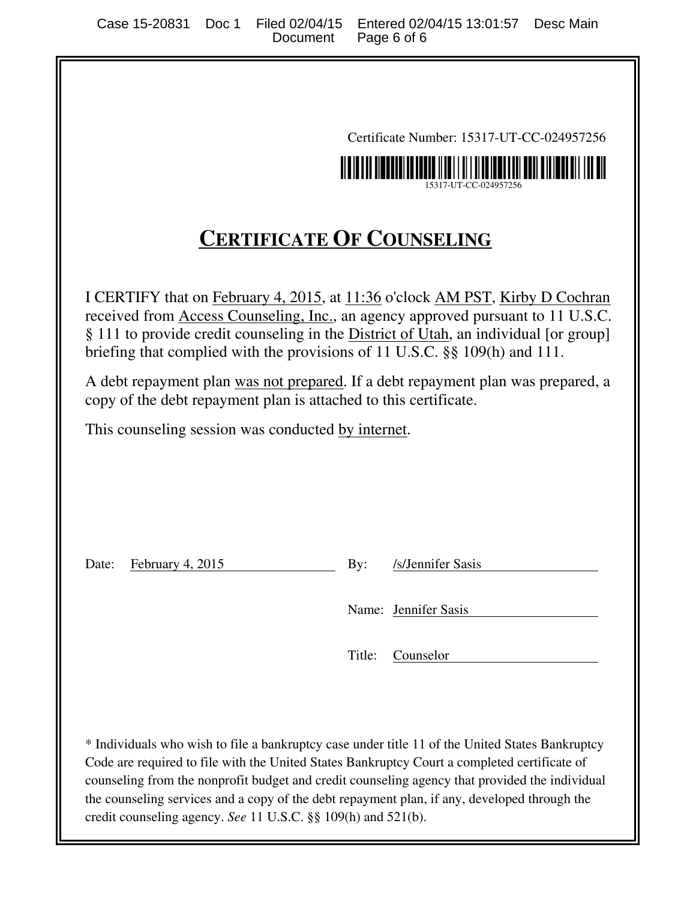Certificate Number: 15317-UT-CC-024957256

15317-UT-CC-024957256

# CERTIFICATE OF COUNSELING

I CERTIFY that on February 4, 2015, at 11:36 o'clock AM PST, Kirby D Cochran received from Access Counseling, Inc., an agency approved pursuant to 11 U.S.C. § 111 to provide credit counseling in the District of Utah, an individual [or group] briefing that complied with the provisions of 11 U.S.C. §§ 109(h) and 111.

A debt repayment plan was not prepared. If a debt repayment plan was prepared, a copy of the debt repayment plan is attached to this certificate.

This counseling session was conducted by internet.

Date: February 4, 2015

By: /s/Jennifer Sasis

Name: Jennifer Sasis

Title: Counselor

* Individuals who wish to file a bankruptcy case under title 11 of the United States Bankruptcy Code are required to file with the United States Bankruptcy Court a completed certificate of counseling from the nonprofit budget and credit counseling agency that provided the individual the counseling services and a copy of the debt repayment plan, if any, developed through the credit counseling agency. *See* 11 U.S.C. §§ 109(h) and 521(b).